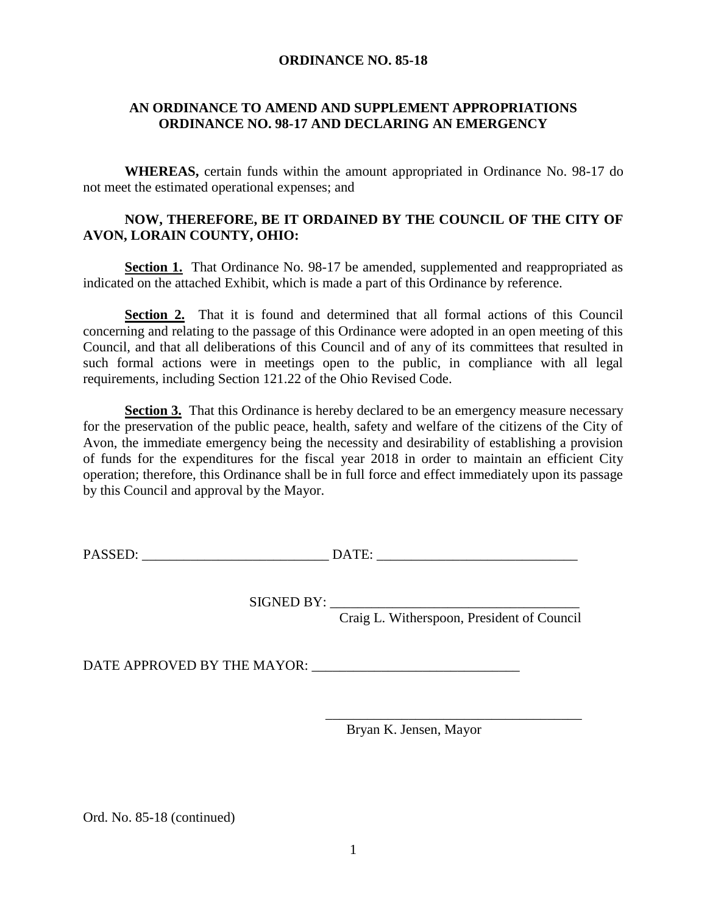# ORDINANCE NO. 85-18

## AN ORDINANCE TO AMEND AND SUPPLEMENT APPROPRIATIONS ORDINANCE NO. 98-17 AND DECLARING AN EMERGENCY

**WHEREAS,** certain funds within the amount appropriated in Ordinance No. 98-17 do not meet the estimated operational expenses; and

**NOW, THEREFORE, BE IT ORDAINED BY THE COUNCIL OF THE CITY OF AVON, LORAIN COUNTY, OHIO:**

**Section 1.** That Ordinance No. 98-17 be amended, supplemented and reappropriated as indicated on the attached Exhibit, which is made a part of this Ordinance by reference.

**Section 2.** That it is found and determined that all formal actions of this Council concerning and relating to the passage of this Ordinance were adopted in an open meeting of this Council, and that all deliberations of this Council and of any of its committees that resulted in such formal actions were in meetings open to the public, in compliance with all legal requirements, including Section 121.22 of the Ohio Revised Code.

**Section 3.** That this Ordinance is hereby declared to be an emergency measure necessary for the preservation of the public peace, health, safety and welfare of the citizens of the City of Avon, the immediate emergency being the necessity and desirability of establishing a provision of funds for the expenditures for the fiscal year 2018 in order to maintain an efficient City operation; therefore, this Ordinance shall be in full force and effect immediately upon its passage by this Council and approval by the Mayor.

PASSED: ___________________________ DATE: _____________________________

SIGNED BY: ____________________________________
Craig L. Witherspoon, President of Council

DATE APPROVED BY THE MAYOR: ______________________________

_____________________________________
Bryan K. Jensen, Mayor

Ord. No. 85-18 (continued)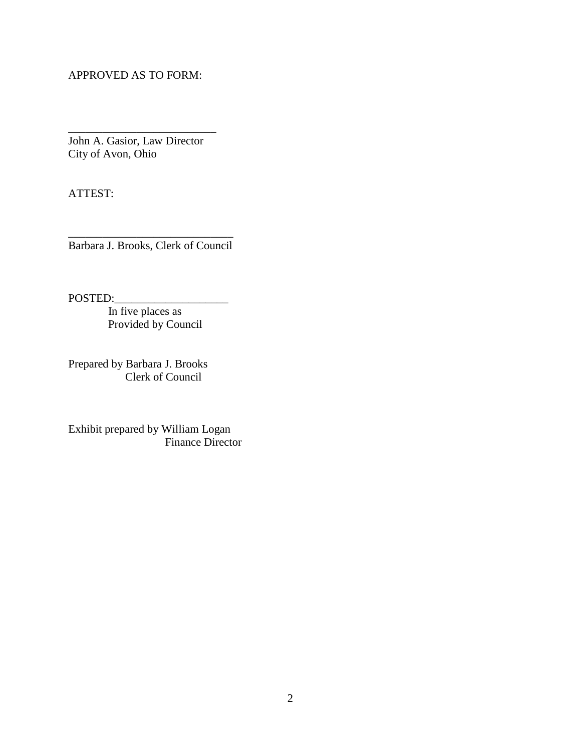APPROVED AS TO FORM:

_________________________
John A. Gasior, Law Director
City of Avon, Ohio

ATTEST:

____________________________
Barbara J. Brooks, Clerk of Council

POSTED:____________________
In five places as
Provided by Council

Prepared by Barbara J. Brooks
Clerk of Council

Exhibit prepared by William Logan
Finance Director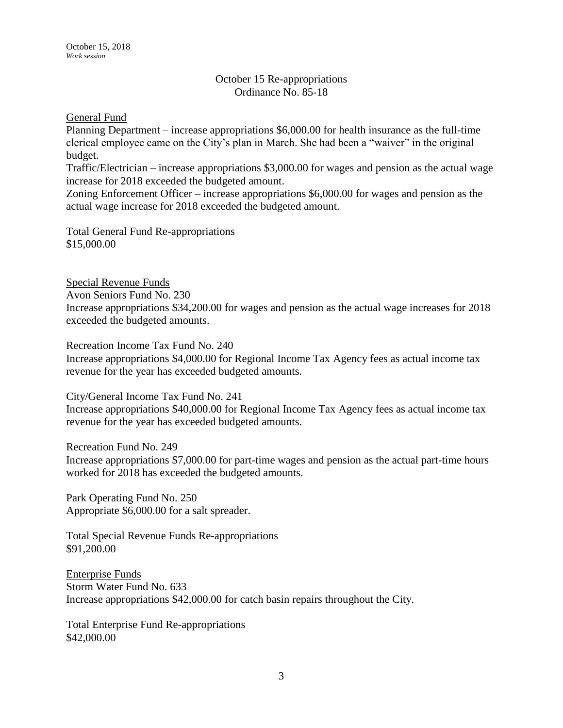October 15, 2018
*Work session*

October 15 Re-appropriations
Ordinance No. 85-18

General Fund

Planning Department – increase appropriations $6,000.00 for health insurance as the full-time clerical employee came on the City's plan in March. She had been a "waiver" in the original budget.

Traffic/Electrician – increase appropriations $3,000.00 for wages and pension as the actual wage increase for 2018 exceeded the budgeted amount.

Zoning Enforcement Officer – increase appropriations $6,000.00 for wages and pension as the actual wage increase for 2018 exceeded the budgeted amount.

Total General Fund Re-appropriations
$15,000.00

Special Revenue Funds

Avon Seniors Fund No. 230
Increase appropriations $34,200.00 for wages and pension as the actual wage increases for 2018 exceeded the budgeted amounts.

Recreation Income Tax Fund No. 240
Increase appropriations $4,000.00 for Regional Income Tax Agency fees as actual income tax revenue for the year has exceeded budgeted amounts.

City/General Income Tax Fund No. 241
Increase appropriations $40,000.00 for Regional Income Tax Agency fees as actual income tax revenue for the year has exceeded budgeted amounts.

Recreation Fund No. 249
Increase appropriations $7,000.00 for part-time wages and pension as the actual part-time hours worked for 2018 has exceeded the budgeted amounts.

Park Operating Fund No. 250
Appropriate $6,000.00 for a salt spreader.

Total Special Revenue Funds Re-appropriations
$91,200.00

Enterprise Funds

Storm Water Fund No. 633
Increase appropriations $42,000.00 for catch basin repairs throughout the City.

Total Enterprise Fund Re-appropriations
$42,000.00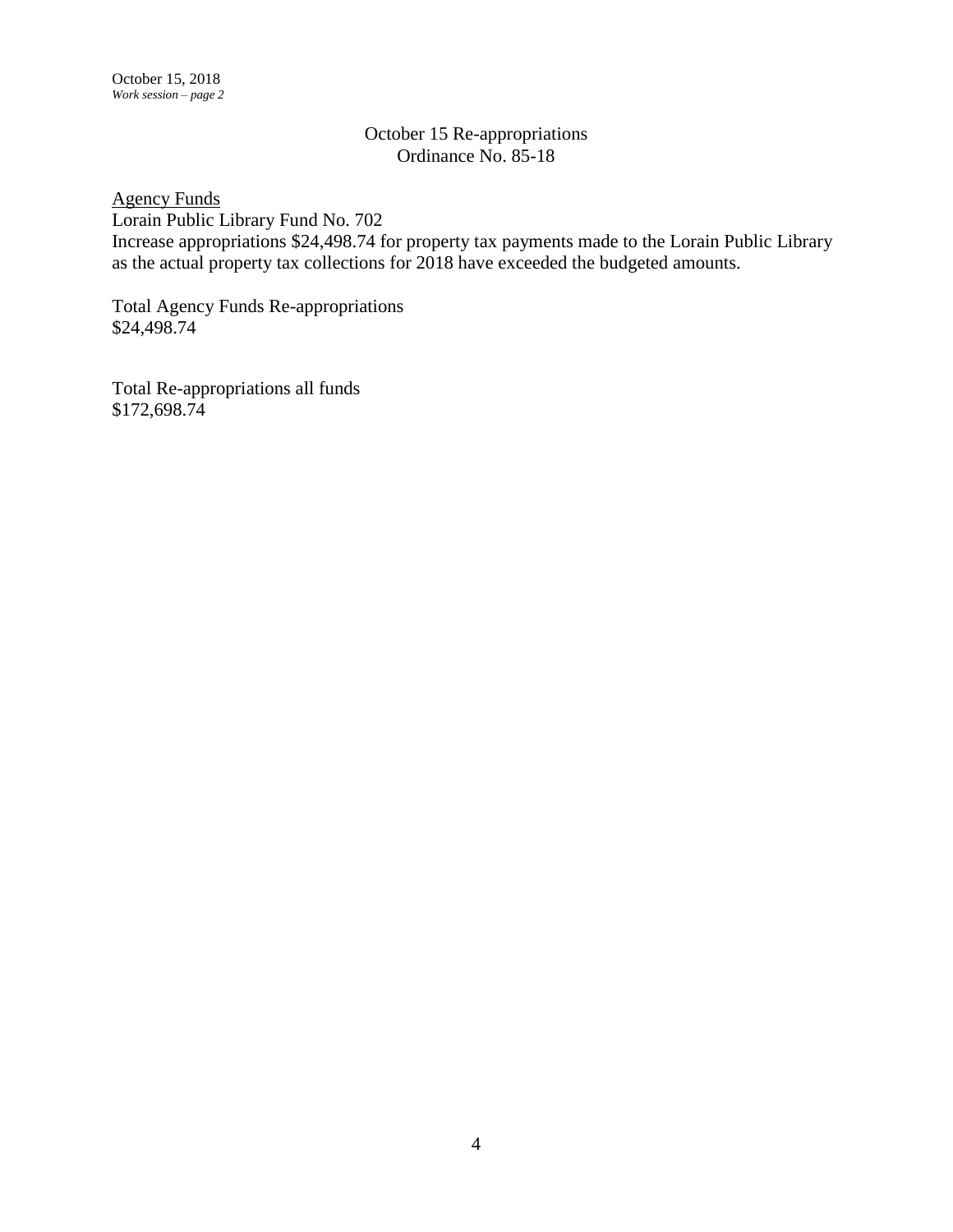October 15 Re-appropriations
Ordinance No. 85-18

Agency Funds
Lorain Public Library Fund No. 702
Increase appropriations $24,498.74 for property tax payments made to the Lorain Public Library as the actual property tax collections for 2018 have exceeded the budgeted amounts.

Total Agency Funds Re-appropriations
$24,498.74

Total Re-appropriations all funds
$172,698.74